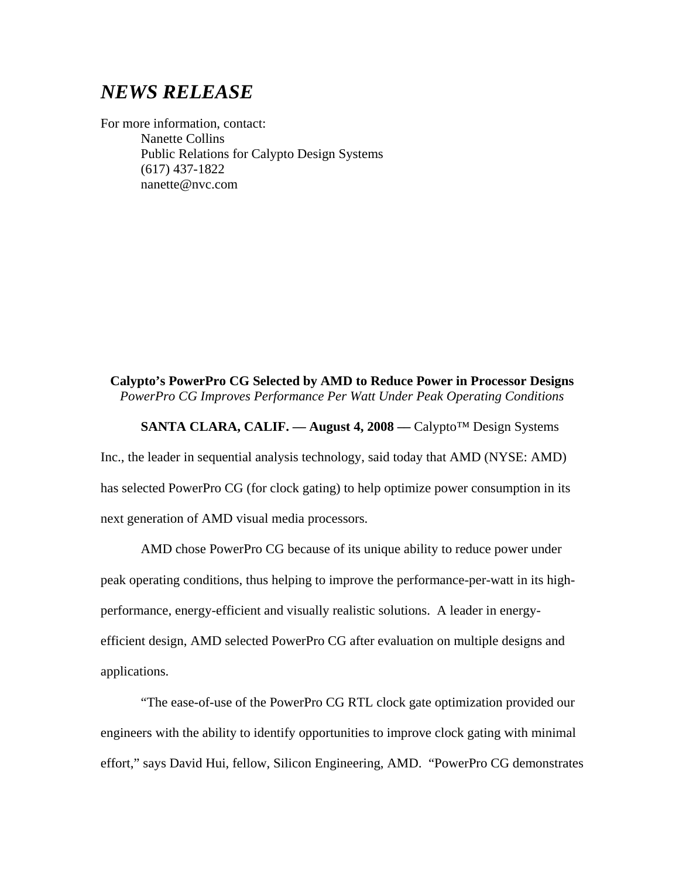# *NEWS RELEASE*

For more information, contact:
Nanette Collins
Public Relations for Calypto Design Systems
(617) 437-1822
nanette@nvc.com

**Calypto's PowerPro CG Selected by AMD to Reduce Power in Processor Designs**
*PowerPro CG Improves Performance Per Watt Under Peak Operating Conditions*

**SANTA CLARA, CALIF. — August 4, 2008 —** Calypto™ Design Systems Inc., the leader in sequential analysis technology, said today that AMD (NYSE: AMD) has selected PowerPro CG (for clock gating) to help optimize power consumption in its next generation of AMD visual media processors.

AMD chose PowerPro CG because of its unique ability to reduce power under peak operating conditions, thus helping to improve the performance-per-watt in its high-performance, energy-efficient and visually realistic solutions. A leader in energy-efficient design, AMD selected PowerPro CG after evaluation on multiple designs and applications.

"The ease-of-use of the PowerPro CG RTL clock gate optimization provided our engineers with the ability to identify opportunities to improve clock gating with minimal effort," says David Hui, fellow, Silicon Engineering, AMD. "PowerPro CG demonstrates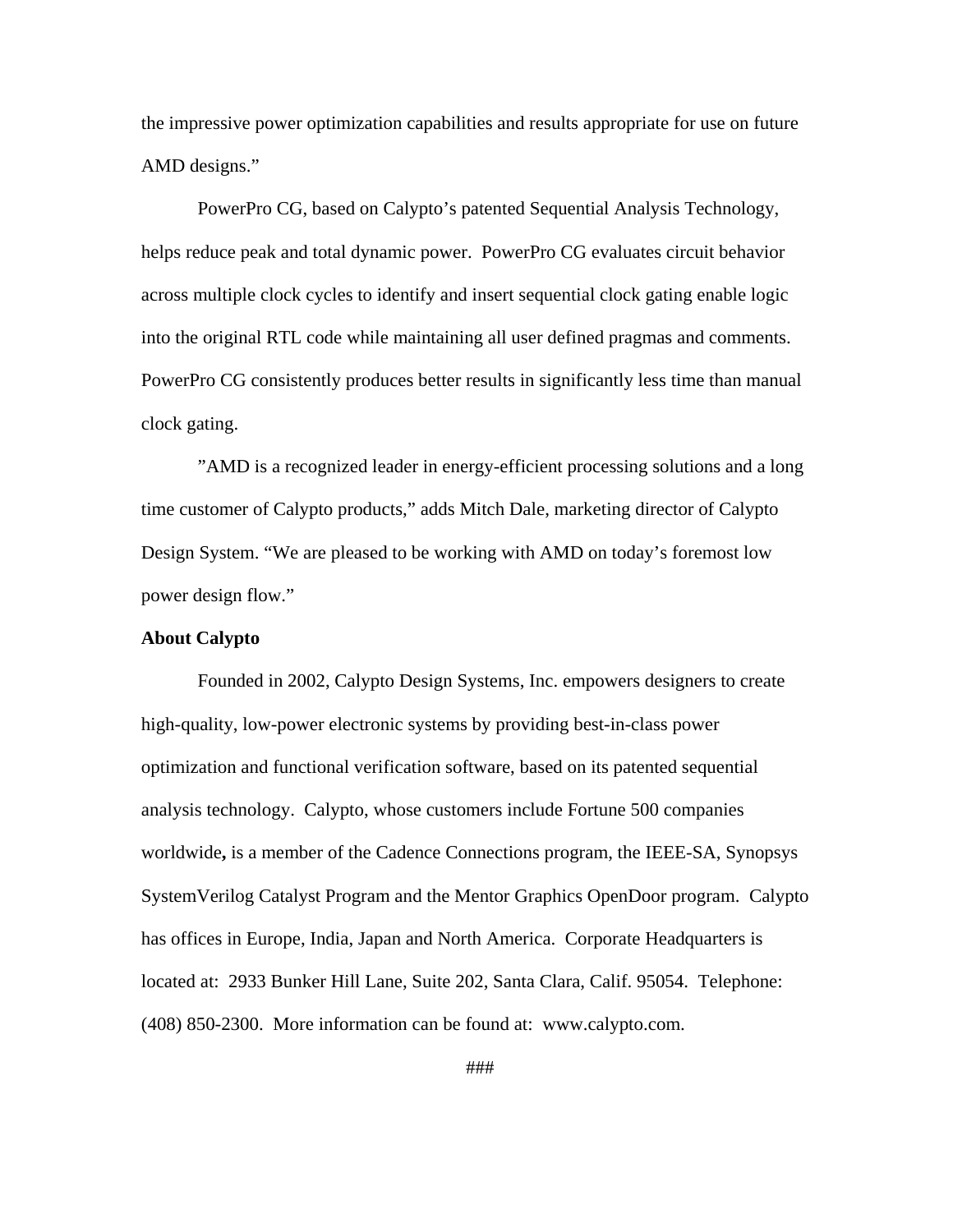the impressive power optimization capabilities and results appropriate for use on future AMD designs."

PowerPro CG, based on Calypto's patented Sequential Analysis Technology, helps reduce peak and total dynamic power. PowerPro CG evaluates circuit behavior across multiple clock cycles to identify and insert sequential clock gating enable logic into the original RTL code while maintaining all user defined pragmas and comments. PowerPro CG consistently produces better results in significantly less time than manual clock gating.

"AMD is a recognized leader in energy-efficient processing solutions and a long time customer of Calypto products," adds Mitch Dale, marketing director of Calypto Design System. "We are pleased to be working with AMD on today's foremost low power design flow."

**About Calypto**

Founded in 2002, Calypto Design Systems, Inc. empowers designers to create high-quality, low-power electronic systems by providing best-in-class power optimization and functional verification software, based on its patented sequential analysis technology. Calypto, whose customers include Fortune 500 companies worldwide**,** is a member of the Cadence Connections program, the IEEE-SA, Synopsys SystemVerilog Catalyst Program and the Mentor Graphics OpenDoor program. Calypto has offices in Europe, India, Japan and North America. Corporate Headquarters is located at: 2933 Bunker Hill Lane, Suite 202, Santa Clara, Calif. 95054. Telephone: (408) 850-2300. More information can be found at: www.calypto.com.

###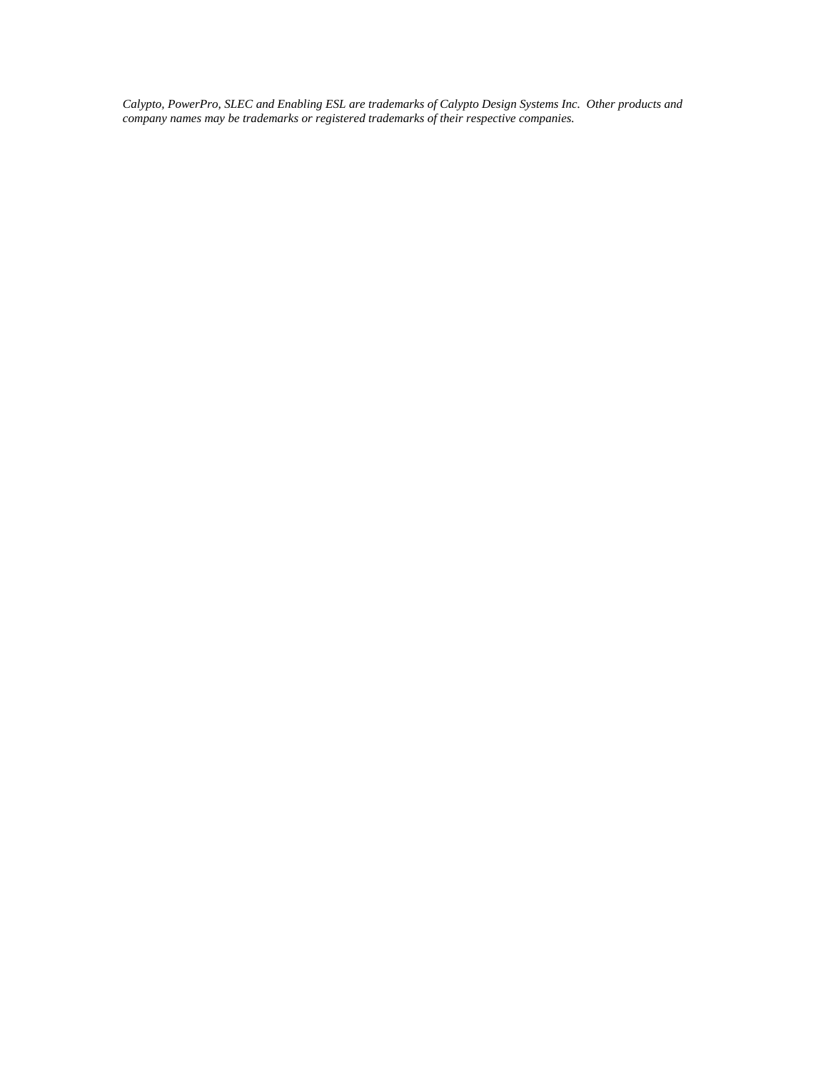*Calypto, PowerPro, SLEC and Enabling ESL are trademarks of Calypto Design Systems Inc. Other products and company names may be trademarks or registered trademarks of their respective companies.*